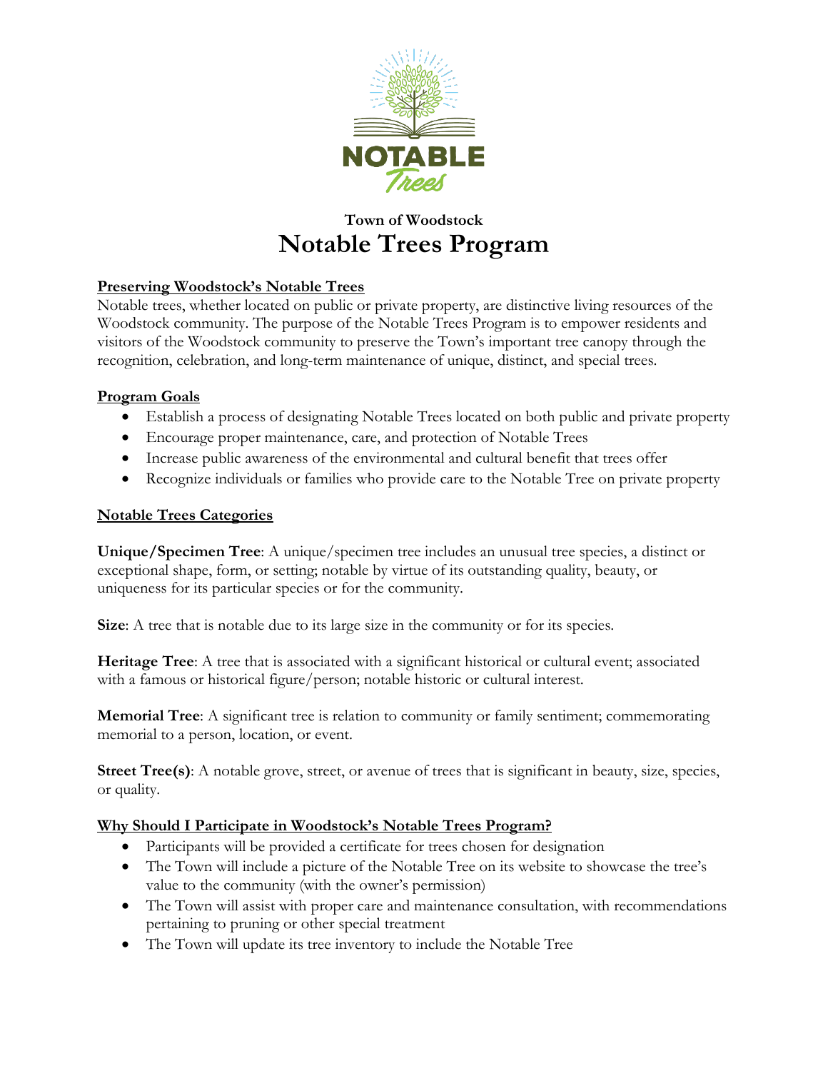NOTABLE *Trees*

**Town of Woodstock**

# Notable Trees Program

## Preserving Woodstock's Notable Trees

Notable trees, whether located on public or private property, are distinctive living resources of the Woodstock community. The purpose of the Notable Trees Program is to empower residents and visitors of the Woodstock community to preserve the Town's important tree canopy through the recognition, celebration, and long-term maintenance of unique, distinct, and special trees.

## Program Goals

- Establish a process of designating Notable Trees located on both public and private property
- Encourage proper maintenance, care, and protection of Notable Trees
- Increase public awareness of the environmental and cultural benefit that trees offer
- Recognize individuals or families who provide care to the Notable Tree on private property

## Notable Trees Categories

**Unique/Specimen Tree**: A unique/specimen tree includes an unusual tree species, a distinct or exceptional shape, form, or setting; notable by virtue of its outstanding quality, beauty, or uniqueness for its particular species or for the community.

**Size**: A tree that is notable due to its large size in the community or for its species.

**Heritage Tree**: A tree that is associated with a significant historical or cultural event; associated with a famous or historical figure/person; notable historic or cultural interest.

**Memorial Tree**: A significant tree is relation to community or family sentiment; commemorating memorial to a person, location, or event.

**Street Tree(s)**: A notable grove, street, or avenue of trees that is significant in beauty, size, species, or quality.

## Why Should I Participate in Woodstock's Notable Trees Program?

- Participants will be provided a certificate for trees chosen for designation
- The Town will include a picture of the Notable Tree on its website to showcase the tree's value to the community (with the owner's permission)
- The Town will assist with proper care and maintenance consultation, with recommendations pertaining to pruning or other special treatment
- The Town will update its tree inventory to include the Notable Tree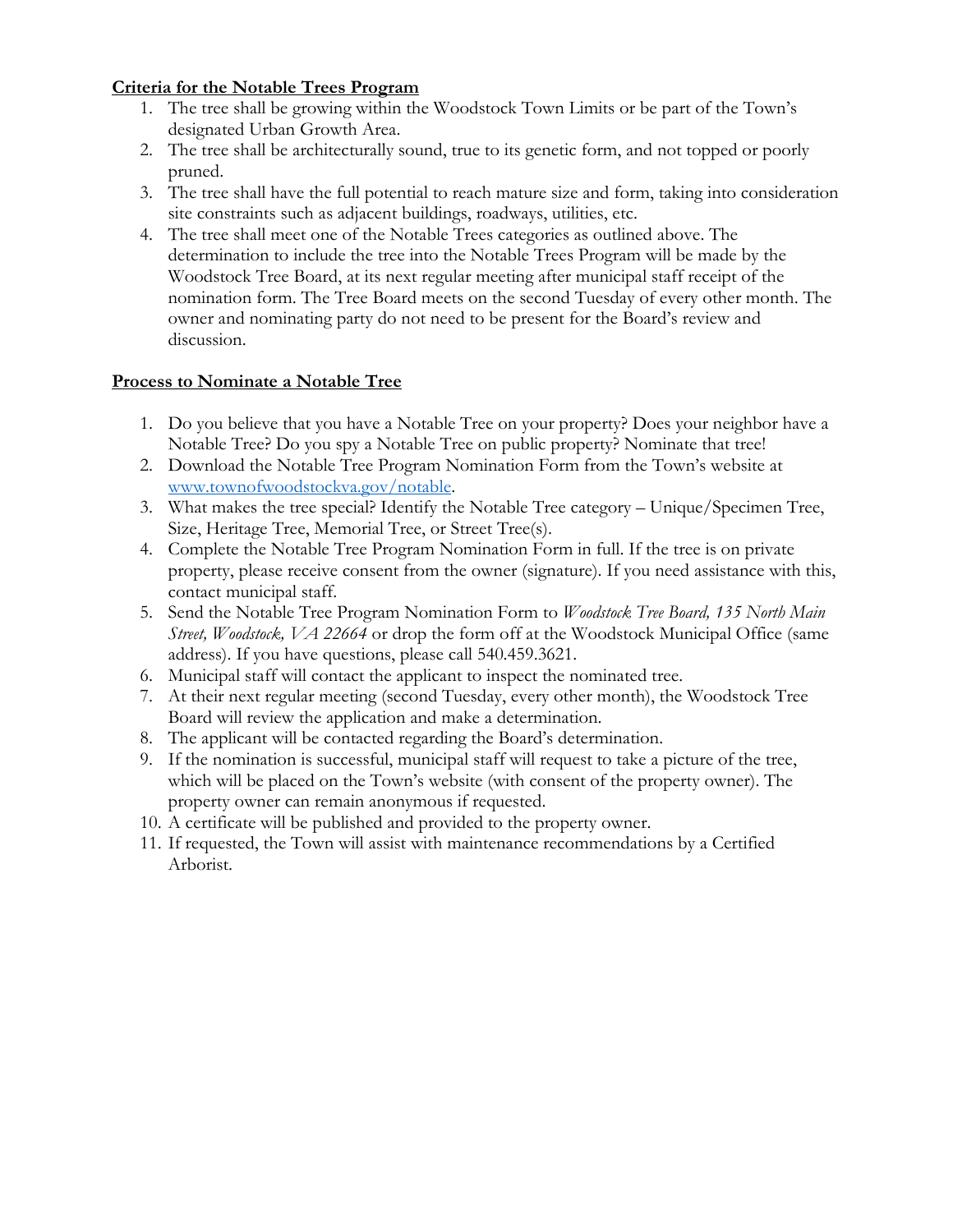**<u>Criteria for the Notable Trees Program</u>**

1. The tree shall be growing within the Woodstock Town Limits or be part of the Town's designated Urban Growth Area.
2. The tree shall be architecturally sound, true to its genetic form, and not topped or poorly pruned.
3. The tree shall have the full potential to reach mature size and form, taking into consideration site constraints such as adjacent buildings, roadways, utilities, etc.
4. The tree shall meet one of the Notable Trees categories as outlined above. The determination to include the tree into the Notable Trees Program will be made by the Woodstock Tree Board, at its next regular meeting after municipal staff receipt of the nomination form. The Tree Board meets on the second Tuesday of every other month. The owner and nominating party do not need to be present for the Board's review and discussion.

**<u>Process to Nominate a Notable Tree</u>**

1. Do you believe that you have a Notable Tree on your property? Does your neighbor have a Notable Tree? Do you spy a Notable Tree on public property? Nominate that tree!
2. Download the Notable Tree Program Nomination Form from the Town's website at [www.townofwoodstockva.gov/notable](www.townofwoodstockva.gov/notable).
3. What makes the tree special? Identify the Notable Tree category – Unique/Specimen Tree, Size, Heritage Tree, Memorial Tree, or Street Tree(s).
4. Complete the Notable Tree Program Nomination Form in full. If the tree is on private property, please receive consent from the owner (signature). If you need assistance with this, contact municipal staff.
5. Send the Notable Tree Program Nomination Form to *Woodstock Tree Board, 135 North Main Street, Woodstock, VA 22664* or drop the form off at the Woodstock Municipal Office (same address). If you have questions, please call 540.459.3621.
6. Municipal staff will contact the applicant to inspect the nominated tree.
7. At their next regular meeting (second Tuesday, every other month), the Woodstock Tree Board will review the application and make a determination.
8. The applicant will be contacted regarding the Board's determination.
9. If the nomination is successful, municipal staff will request to take a picture of the tree, which will be placed on the Town's website (with consent of the property owner). The property owner can remain anonymous if requested.
10. A certificate will be published and provided to the property owner.
11. If requested, the Town will assist with maintenance recommendations by a Certified Arborist.